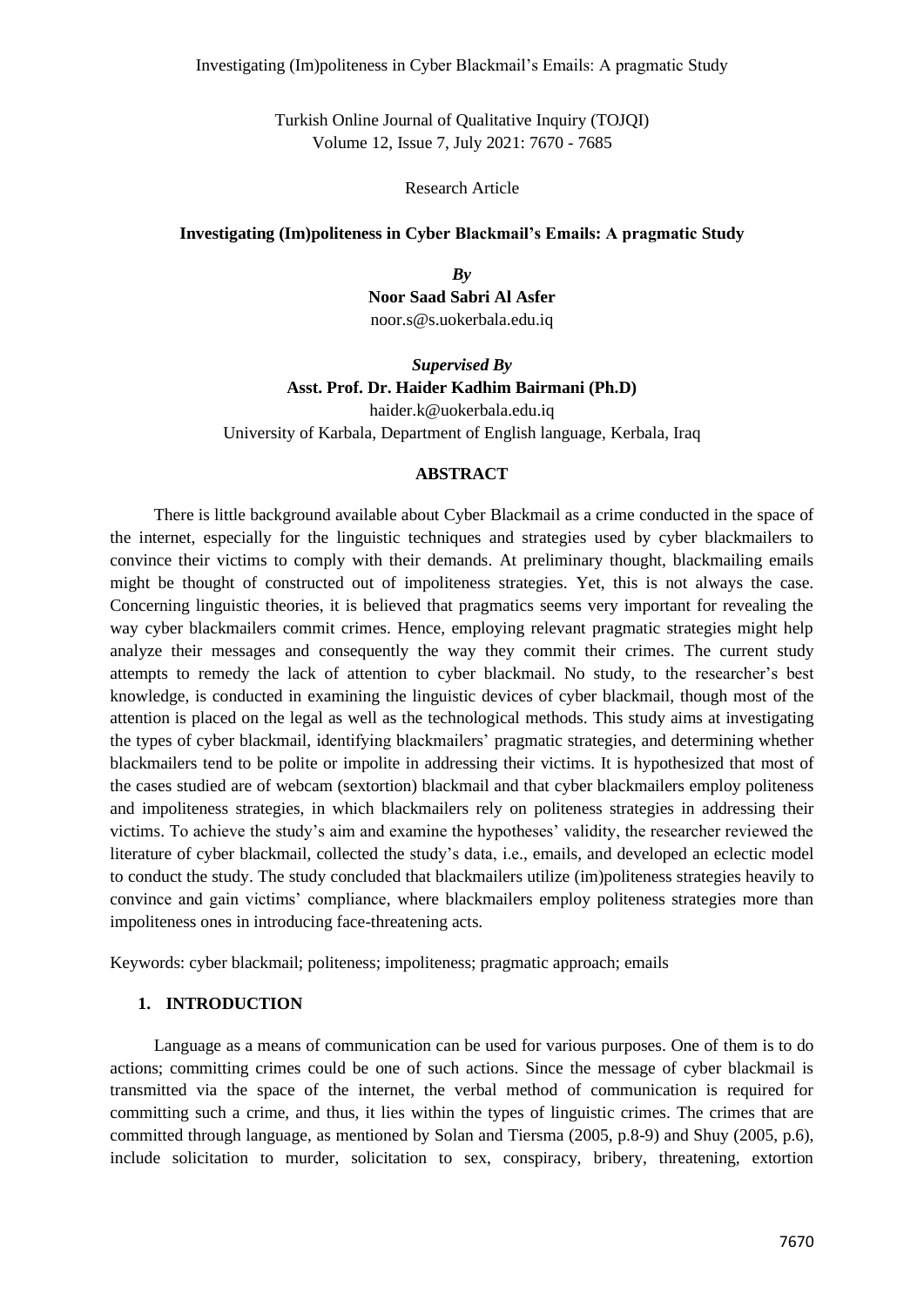Research Article

# Investigating (Im)politeness in Cyber Blackmail's Emails: A pragmatic Study

***By***

**Noor Saad Sabri Al Asfer**
noor.s@s.uokerbala.edu.iq

***Supervised By***

**Asst. Prof. Dr. Haider Kadhim Bairmani (Ph.D)**
haider.k@uokerbala.edu.iq
University of Karbala, Department of English language, Kerbala, Iraq

## ABSTRACT

There is little background available about Cyber Blackmail as a crime conducted in the space of the internet, especially for the linguistic techniques and strategies used by cyber blackmailers to convince their victims to comply with their demands. At preliminary thought, blackmailing emails might be thought of constructed out of impoliteness strategies. Yet, this is not always the case. Concerning linguistic theories, it is believed that pragmatics seems very important for revealing the way cyber blackmailers commit crimes. Hence, employing relevant pragmatic strategies might help analyze their messages and consequently the way they commit their crimes. The current study attempts to remedy the lack of attention to cyber blackmail. No study, to the researcher's best knowledge, is conducted in examining the linguistic devices of cyber blackmail, though most of the attention is placed on the legal as well as the technological methods. This study aims at investigating the types of cyber blackmail, identifying blackmailers' pragmatic strategies, and determining whether blackmailers tend to be polite or impolite in addressing their victims. It is hypothesized that most of the cases studied are of webcam (sextortion) blackmail and that cyber blackmailers employ politeness and impoliteness strategies, in which blackmailers rely on politeness strategies in addressing their victims. To achieve the study's aim and examine the hypotheses' validity, the researcher reviewed the literature of cyber blackmail, collected the study's data, i.e., emails, and developed an eclectic model to conduct the study. The study concluded that blackmailers utilize (im)politeness strategies heavily to convince and gain victims' compliance, where blackmailers employ politeness strategies more than impoliteness ones in introducing face-threatening acts.

Keywords: cyber blackmail; politeness; impoliteness; pragmatic approach; emails

## 1. INTRODUCTION

Language as a means of communication can be used for various purposes. One of them is to do actions; committing crimes could be one of such actions. Since the message of cyber blackmail is transmitted via the space of the internet, the verbal method of communication is required for committing such a crime, and thus, it lies within the types of linguistic crimes. The crimes that are committed through language, as mentioned by Solan and Tiersma (2005, p.8-9) and Shuy (2005, p.6), include solicitation to murder, solicitation to sex, conspiracy, bribery, threatening, extortion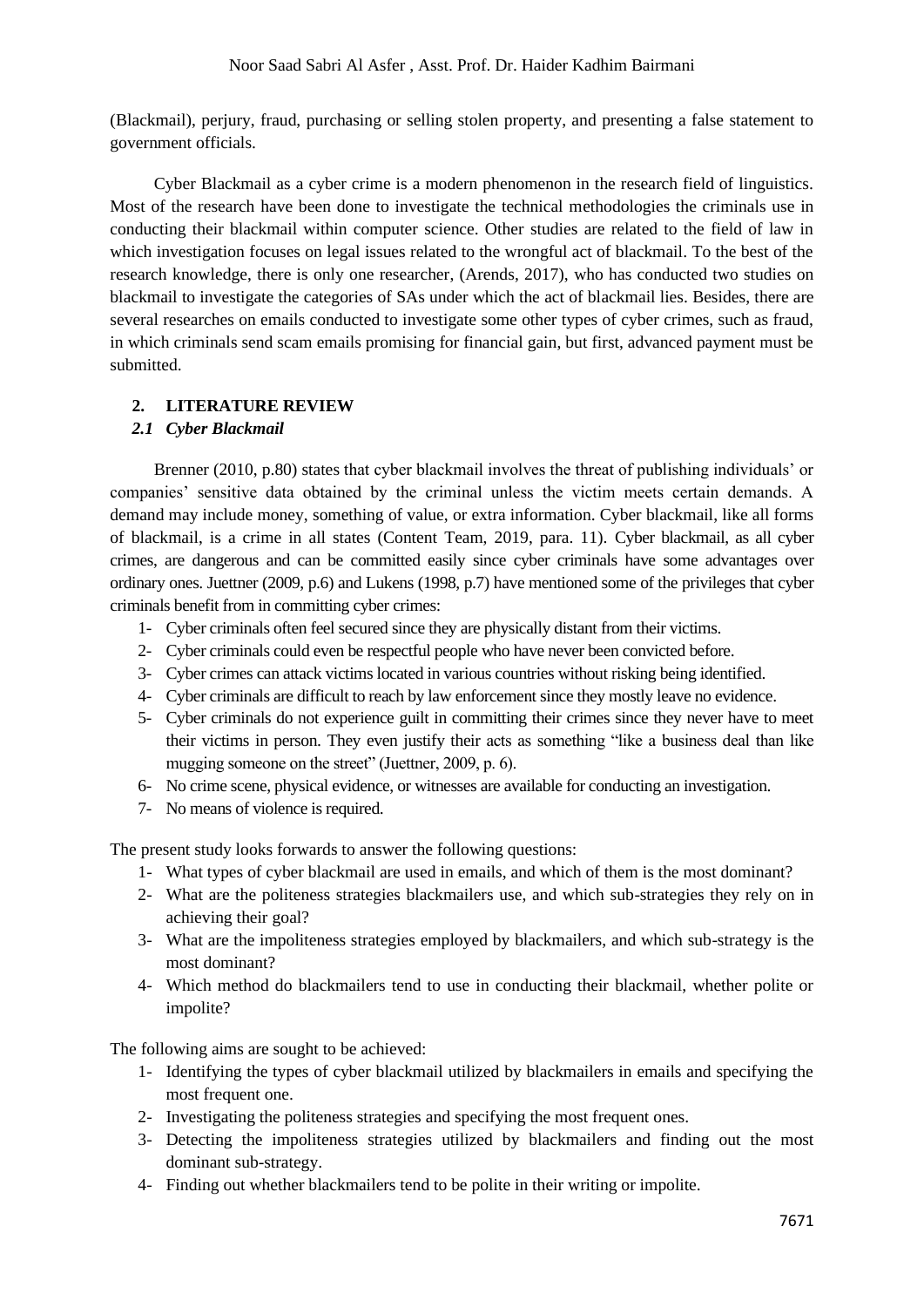(Blackmail), perjury, fraud, purchasing or selling stolen property, and presenting a false statement to government officials.

Cyber Blackmail as a cyber crime is a modern phenomenon in the research field of linguistics. Most of the research have been done to investigate the technical methodologies the criminals use in conducting their blackmail within computer science. Other studies are related to the field of law in which investigation focuses on legal issues related to the wrongful act of blackmail. To the best of the research knowledge, there is only one researcher, (Arends, 2017), who has conducted two studies on blackmail to investigate the categories of SAs under which the act of blackmail lies. Besides, there are several researches on emails conducted to investigate some other types of cyber crimes, such as fraud, in which criminals send scam emails promising for financial gain, but first, advanced payment must be submitted.

## 2. LITERATURE REVIEW

### *2.1 Cyber Blackmail*

Brenner (2010, p.80) states that cyber blackmail involves the threat of publishing individuals' or companies' sensitive data obtained by the criminal unless the victim meets certain demands. A demand may include money, something of value, or extra information. Cyber blackmail, like all forms of blackmail, is a crime in all states (Content Team, 2019, para. 11). Cyber blackmail, as all cyber crimes, are dangerous and can be committed easily since cyber criminals have some advantages over ordinary ones. Juettner (2009, p.6) and Lukens (1998, p.7) have mentioned some of the privileges that cyber criminals benefit from in committing cyber crimes:

1- Cyber criminals often feel secured since they are physically distant from their victims.
2- Cyber criminals could even be respectful people who have never been convicted before.
3- Cyber crimes can attack victims located in various countries without risking being identified.
4- Cyber criminals are difficult to reach by law enforcement since they mostly leave no evidence.
5- Cyber criminals do not experience guilt in committing their crimes since they never have to meet their victims in person. They even justify their acts as something "like a business deal than like mugging someone on the street" (Juettner, 2009, p. 6).
6- No crime scene, physical evidence, or witnesses are available for conducting an investigation.
7- No means of violence is required.

The present study looks forwards to answer the following questions:

1- What types of cyber blackmail are used in emails, and which of them is the most dominant?
2- What are the politeness strategies blackmailers use, and which sub-strategies they rely on in achieving their goal?
3- What are the impoliteness strategies employed by blackmailers, and which sub-strategy is the most dominant?
4- Which method do blackmailers tend to use in conducting their blackmail, whether polite or impolite?

The following aims are sought to be achieved:

1- Identifying the types of cyber blackmail utilized by blackmailers in emails and specifying the most frequent one.
2- Investigating the politeness strategies and specifying the most frequent ones.
3- Detecting the impoliteness strategies utilized by blackmailers and finding out the most dominant sub-strategy.
4- Finding out whether blackmailers tend to be polite in their writing or impolite.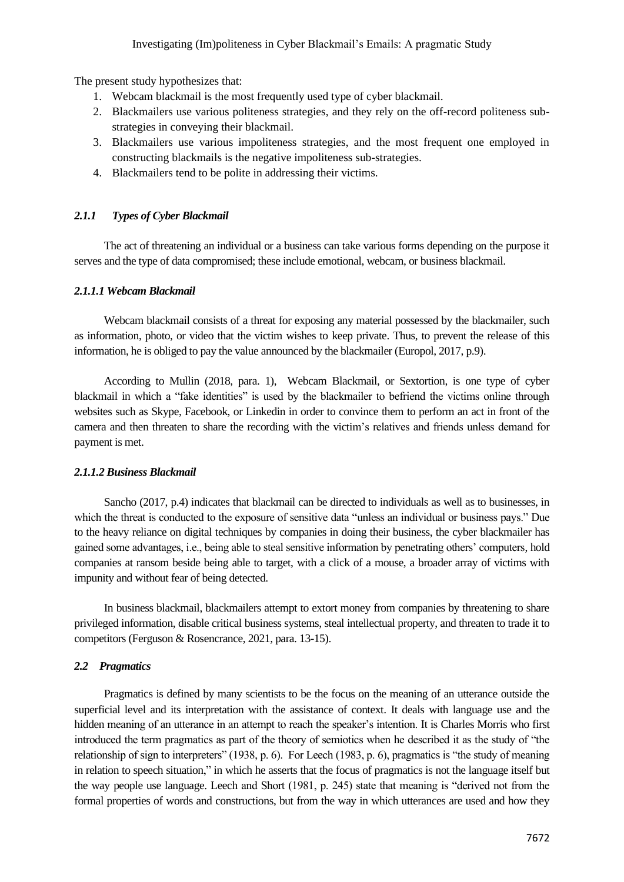The present study hypothesizes that:

1. Webcam blackmail is the most frequently used type of cyber blackmail.
2. Blackmailers use various politeness strategies, and they rely on the off-record politeness sub-strategies in conveying their blackmail.
3. Blackmailers use various impoliteness strategies, and the most frequent one employed in constructing blackmails is the negative impoliteness sub-strategies.
4. Blackmailers tend to be polite in addressing their victims.

### *2.1.1 Types of Cyber Blackmail*

The act of threatening an individual or a business can take various forms depending on the purpose it serves and the type of data compromised; these include emotional, webcam, or business blackmail.

#### *2.1.1.1 Webcam Blackmail*

Webcam blackmail consists of a threat for exposing any material possessed by the blackmailer, such as information, photo, or video that the victim wishes to keep private. Thus, to prevent the release of this information, he is obliged to pay the value announced by the blackmailer (Europol, 2017, p.9).

According to Mullin (2018, para. 1), Webcam Blackmail, or Sextortion, is one type of cyber blackmail in which a "fake identities" is used by the blackmailer to befriend the victims online through websites such as Skype, Facebook, or Linkedin in order to convince them to perform an act in front of the camera and then threaten to share the recording with the victim's relatives and friends unless demand for payment is met.

#### *2.1.1.2 Business Blackmail*

Sancho (2017, p.4) indicates that blackmail can be directed to individuals as well as to businesses, in which the threat is conducted to the exposure of sensitive data "unless an individual or business pays." Due to the heavy reliance on digital techniques by companies in doing their business, the cyber blackmailer has gained some advantages, i.e., being able to steal sensitive information by penetrating others' computers, hold companies at ransom beside being able to target, with a click of a mouse, a broader array of victims with impunity and without fear of being detected.

In business blackmail, blackmailers attempt to extort money from companies by threatening to share privileged information, disable critical business systems, steal intellectual property, and threaten to trade it to competitors (Ferguson & Rosencrance, 2021, para. 13-15).

### *2.2 Pragmatics*

Pragmatics is defined by many scientists to be the focus on the meaning of an utterance outside the superficial level and its interpretation with the assistance of context. It deals with language use and the hidden meaning of an utterance in an attempt to reach the speaker's intention. It is Charles Morris who first introduced the term pragmatics as part of the theory of semiotics when he described it as the study of "the relationship of sign to interpreters" (1938, p. 6). For Leech (1983, p. 6), pragmatics is "the study of meaning in relation to speech situation," in which he asserts that the focus of pragmatics is not the language itself but the way people use language. Leech and Short (1981, p. 245) state that meaning is "derived not from the formal properties of words and constructions, but from the way in which utterances are used and how they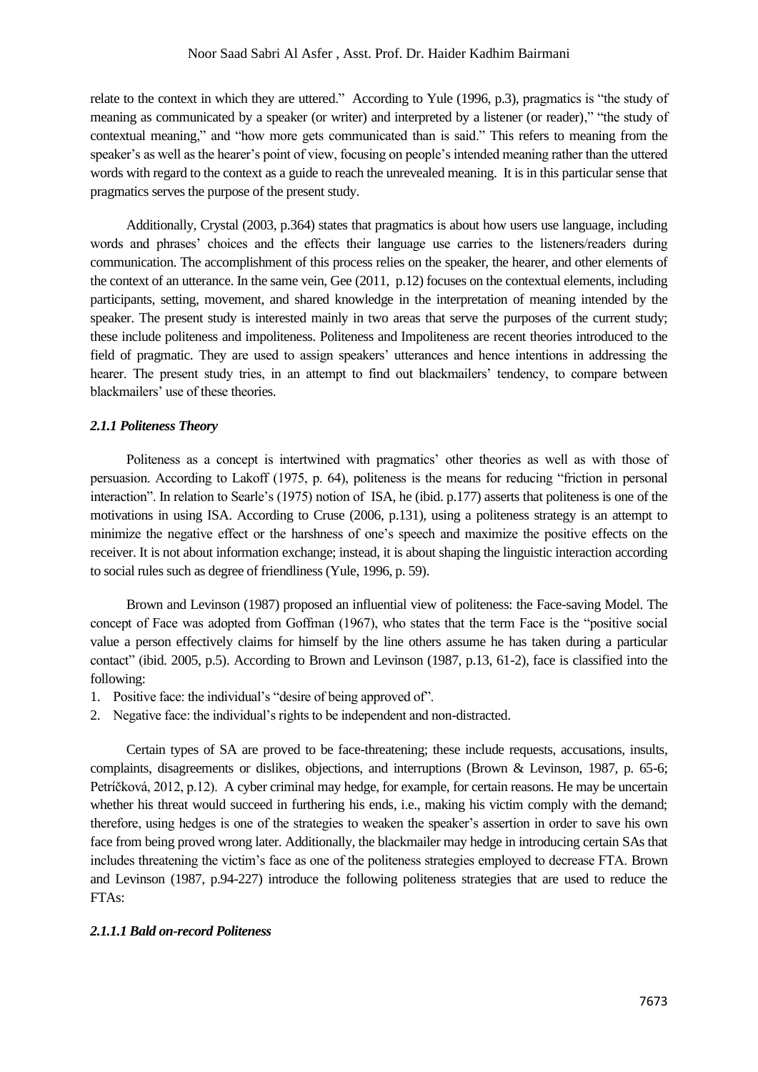relate to the context in which they are uttered." According to Yule (1996, p.3), pragmatics is "the study of meaning as communicated by a speaker (or writer) and interpreted by a listener (or reader)," "the study of contextual meaning," and "how more gets communicated than is said." This refers to meaning from the speaker's as well as the hearer's point of view, focusing on people's intended meaning rather than the uttered words with regard to the context as a guide to reach the unrevealed meaning. It is in this particular sense that pragmatics serves the purpose of the present study.

Additionally, Crystal (2003, p.364) states that pragmatics is about how users use language, including words and phrases' choices and the effects their language use carries to the listeners/readers during communication. The accomplishment of this process relies on the speaker, the hearer, and other elements of the context of an utterance. In the same vein, Gee (2011, p.12) focuses on the contextual elements, including participants, setting, movement, and shared knowledge in the interpretation of meaning intended by the speaker. The present study is interested mainly in two areas that serve the purposes of the current study; these include politeness and impoliteness. Politeness and Impoliteness are recent theories introduced to the field of pragmatic. They are used to assign speakers' utterances and hence intentions in addressing the hearer. The present study tries, in an attempt to find out blackmailers' tendency, to compare between blackmailers' use of these theories.

#### *2.1.1 Politeness Theory*

Politeness as a concept is intertwined with pragmatics' other theories as well as with those of persuasion. According to Lakoff (1975, p. 64), politeness is the means for reducing "friction in personal interaction". In relation to Searle's (1975) notion of ISA, he (ibid. p.177) asserts that politeness is one of the motivations in using ISA. According to Cruse (2006, p.131), using a politeness strategy is an attempt to minimize the negative effect or the harshness of one's speech and maximize the positive effects on the receiver. It is not about information exchange; instead, it is about shaping the linguistic interaction according to social rules such as degree of friendliness (Yule, 1996, p. 59).

Brown and Levinson (1987) proposed an influential view of politeness: the Face-saving Model. The concept of Face was adopted from Goffman (1967), who states that the term Face is the "positive social value a person effectively claims for himself by the line others assume he has taken during a particular contact" (ibid. 2005, p.5). According to Brown and Levinson (1987, p.13, 61-2), face is classified into the following:

1. Positive face: the individual's "desire of being approved of".
2. Negative face: the individual's rights to be independent and non-distracted.

Certain types of SA are proved to be face-threatening; these include requests, accusations, insults, complaints, disagreements or dislikes, objections, and interruptions (Brown & Levinson, 1987, p. 65-6; Petríčková, 2012, p.12). A cyber criminal may hedge, for example, for certain reasons. He may be uncertain whether his threat would succeed in furthering his ends, i.e., making his victim comply with the demand; therefore, using hedges is one of the strategies to weaken the speaker's assertion in order to save his own face from being proved wrong later. Additionally, the blackmailer may hedge in introducing certain SAs that includes threatening the victim's face as one of the politeness strategies employed to decrease FTA. Brown and Levinson (1987, p.94-227) introduce the following politeness strategies that are used to reduce the FTAs:

##### *2.1.1.1 Bald on-record Politeness*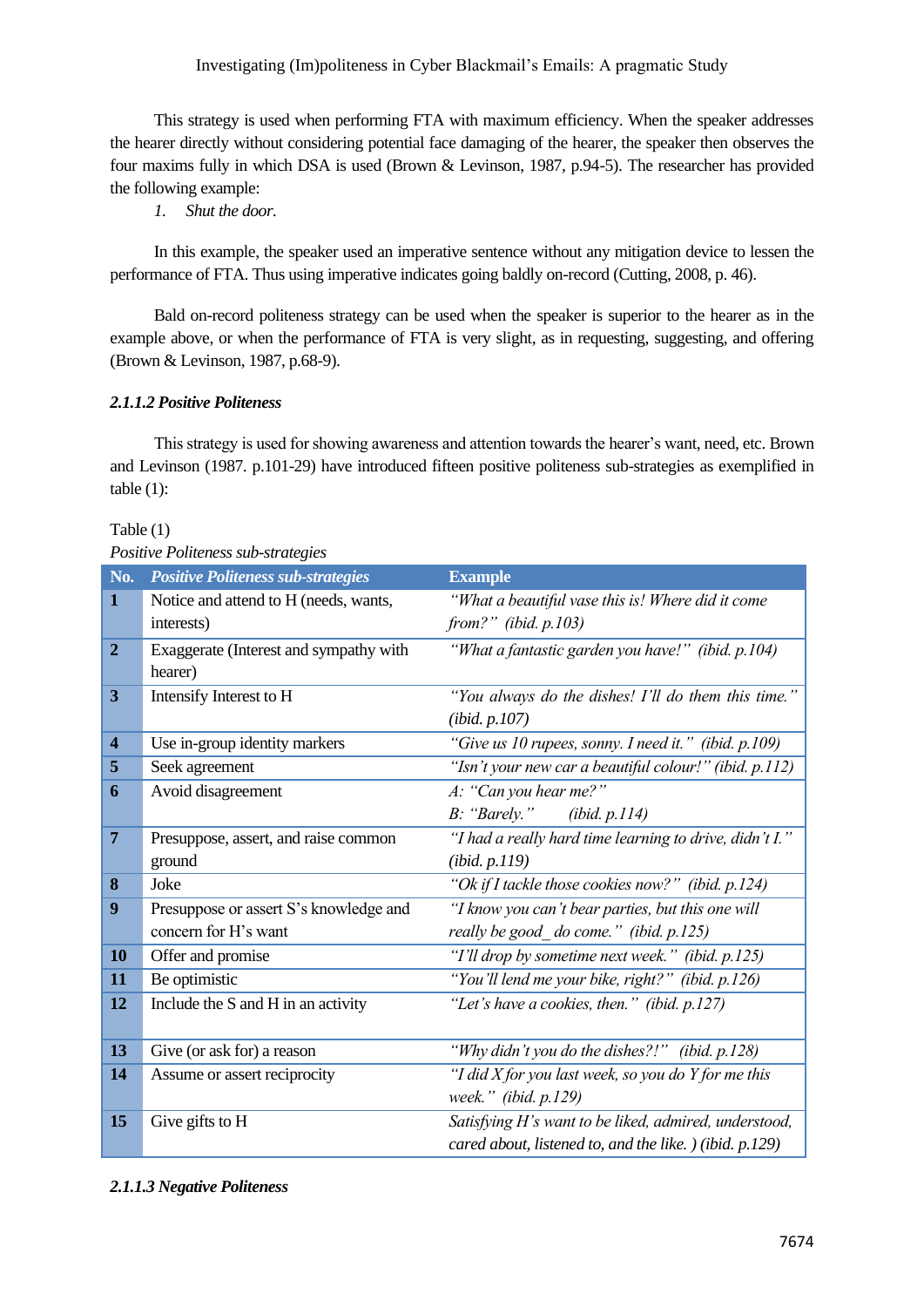This strategy is used when performing FTA with maximum efficiency. When the speaker addresses the hearer directly without considering potential face damaging of the hearer, the speaker then observes the four maxims fully in which DSA is used (Brown & Levinson, 1987, p.94-5). The researcher has provided the following example:

1. *Shut the door.*

In this example, the speaker used an imperative sentence without any mitigation device to lessen the performance of FTA. Thus using imperative indicates going baldly on-record (Cutting, 2008, p. 46).

Bald on-record politeness strategy can be used when the speaker is superior to the hearer as in the example above, or when the performance of FTA is very slight, as in requesting, suggesting, and offering (Brown & Levinson, 1987, p.68-9).

#### *2.1.1.2 Positive Politeness*

This strategy is used for showing awareness and attention towards the hearer's want, need, etc. Brown and Levinson (1987. p.101-29) have introduced fifteen positive politeness sub-strategies as exemplified in table (1):

Table (1)

*Positive Politeness sub-strategies*

| No. | *Positive Politeness sub-strategies* | Example |
|---|---|---|
| **1** | Notice and attend to H (needs, wants, interests) | *"What a beautiful vase this is! Where did it come from?" (ibid. p.103)* |
| **2** | Exaggerate (Interest and sympathy with hearer) | *"What a fantastic garden you have!" (ibid. p.104)* |
| **3** | Intensify Interest to H | *"You always do the dishes! I'll do them this time." (ibid. p.107)* |
| **4** | Use in-group identity markers | *"Give us 10 rupees, sonny. I need it." (ibid. p.109)* |
| **5** | Seek agreement | *"Isn't your new car a beautiful colour!" (ibid. p.112)* |
| **6** | Avoid disagreement | *A: "Can you hear me?" B: "Barely." (ibid. p.114)* |
| **7** | Presuppose, assert, and raise common ground | *"I had a really hard time learning to drive, didn't I." (ibid. p.119)* |
| **8** | Joke | *"Ok if I tackle those cookies now?" (ibid. p.124)* |
| **9** | Presuppose or assert S's knowledge and concern for H's want | *"I know you can't bear parties, but this one will really be good_ do come." (ibid. p.125)* |
| **10** | Offer and promise | *"I'll drop by sometime next week." (ibid. p.125)* |
| **11** | Be optimistic | *"You'll lend me your bike, right?" (ibid. p.126)* |
| **12** | Include the S and H in an activity | *"Let's have a cookies, then." (ibid. p.127)* |
| **13** | Give (or ask for) a reason | *"Why didn't you do the dishes?!" (ibid. p.128)* |
| **14** | Assume or assert reciprocity | *"I did X for you last week, so you do Y for me this week." (ibid. p.129)* |
| **15** | Give gifts to H | *Satisfying H's want to be liked, admired, understood, cared about, listened to, and the like. ) (ibid. p.129)* |

#### *2.1.1.3 Negative Politeness*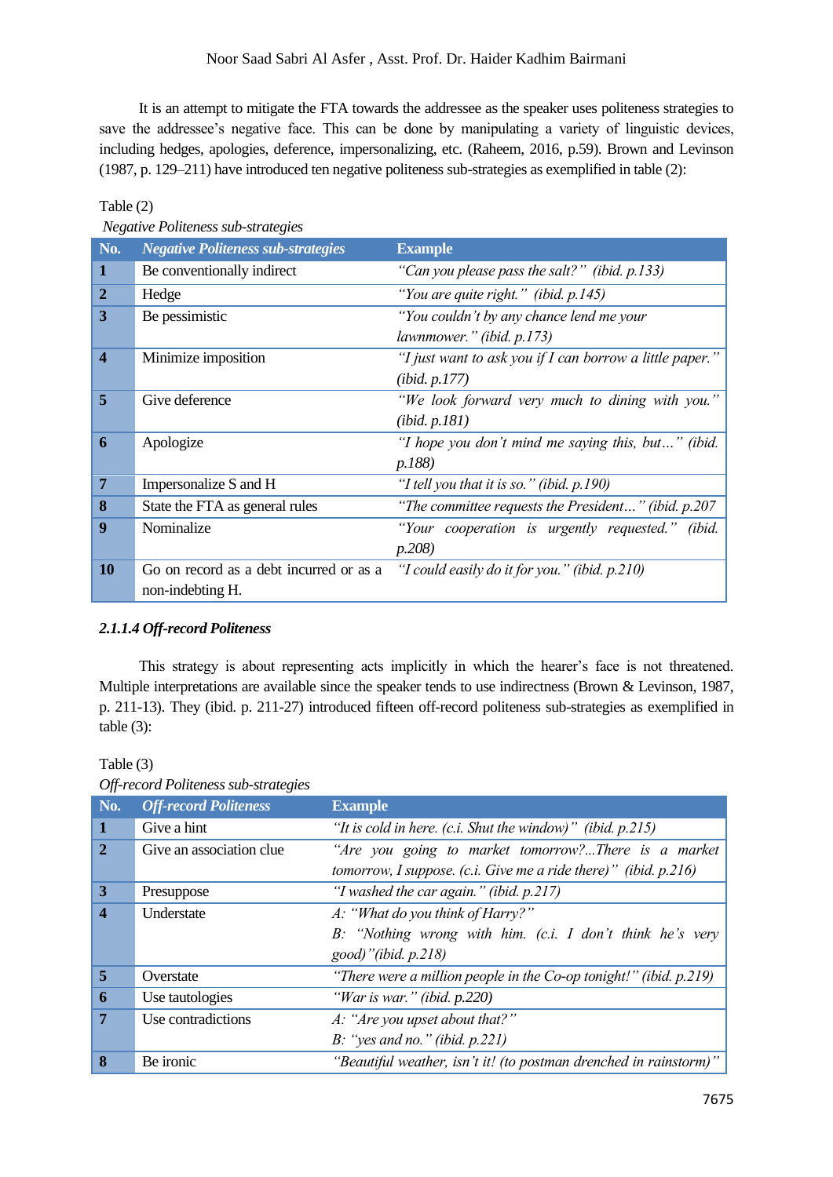It is an attempt to mitigate the FTA towards the addressee as the speaker uses politeness strategies to save the addressee's negative face. This can be done by manipulating a variety of linguistic devices, including hedges, apologies, deference, impersonalizing, etc. (Raheem, 2016, p.59). Brown and Levinson (1987, p. 129–211) have introduced ten negative politeness sub-strategies as exemplified in table (2):

Table (2)

*Negative Politeness sub-strategies*

| No. | Negative Politeness sub-strategies | Example |
|---|---|---|
| 1 | Be conventionally indirect | *"Can you please pass the salt?" (ibid. p.133)* |
| 2 | Hedge | *"You are quite right." (ibid. p.145)* |
| 3 | Be pessimistic | *"You couldn't by any chance lend me your lawnmower." (ibid. p.173)* |
| 4 | Minimize imposition | *"I just want to ask you if I can borrow a little paper." (ibid. p.177)* |
| 5 | Give deference | *"We look forward very much to dining with you." (ibid. p.181)* |
| 6 | Apologize | *"I hope you don't mind me saying this, but…" (ibid. p.188)* |
| 7 | Impersonalize S and H | *"I tell you that it is so." (ibid. p.190)* |
| 8 | State the FTA as general rules | *"The committee requests the President…" (ibid. p.207* |
| 9 | Nominalize | *"Your cooperation is urgently requested." (ibid. p.208)* |
| 10 | Go on record as a debt incurred or as a non-indebting H. | *"I could easily do it for you." (ibid. p.210)* |

#### *2.1.1.4 Off-record Politeness*

This strategy is about representing acts implicitly in which the hearer's face is not threatened. Multiple interpretations are available since the speaker tends to use indirectness (Brown & Levinson, 1987, p. 211-13). They (ibid. p. 211-27) introduced fifteen off-record politeness sub-strategies as exemplified in table (3):

Table (3)

*Off-record Politeness sub-strategies*

| No. | Off-record Politeness | Example |
|---|---|---|
| 1 | Give a hint | *"It is cold in here. (c.i. Shut the window)" (ibid. p.215)* |
| 2 | Give an association clue | *"Are you going to market tomorrow?...There is a market tomorrow, I suppose. (c.i. Give me a ride there)" (ibid. p.216)* |
| 3 | Presuppose | *"I washed the car again." (ibid. p.217)* |
| 4 | Understate | *A: "What do you think of Harry?"* <br> *B: "Nothing wrong with him. (c.i. I don't think he's very good)"(ibid. p.218)* |
| 5 | Overstate | *"There were a million people in the Co-op tonight!" (ibid. p.219)* |
| 6 | Use tautologies | *"War is war." (ibid. p.220)* |
| 7 | Use contradictions | *A: "Are you upset about that?"* <br> *B: "yes and no." (ibid. p.221)* |
| 8 | Be ironic | *"Beautiful weather, isn't it! (to postman drenched in rainstorm)"* |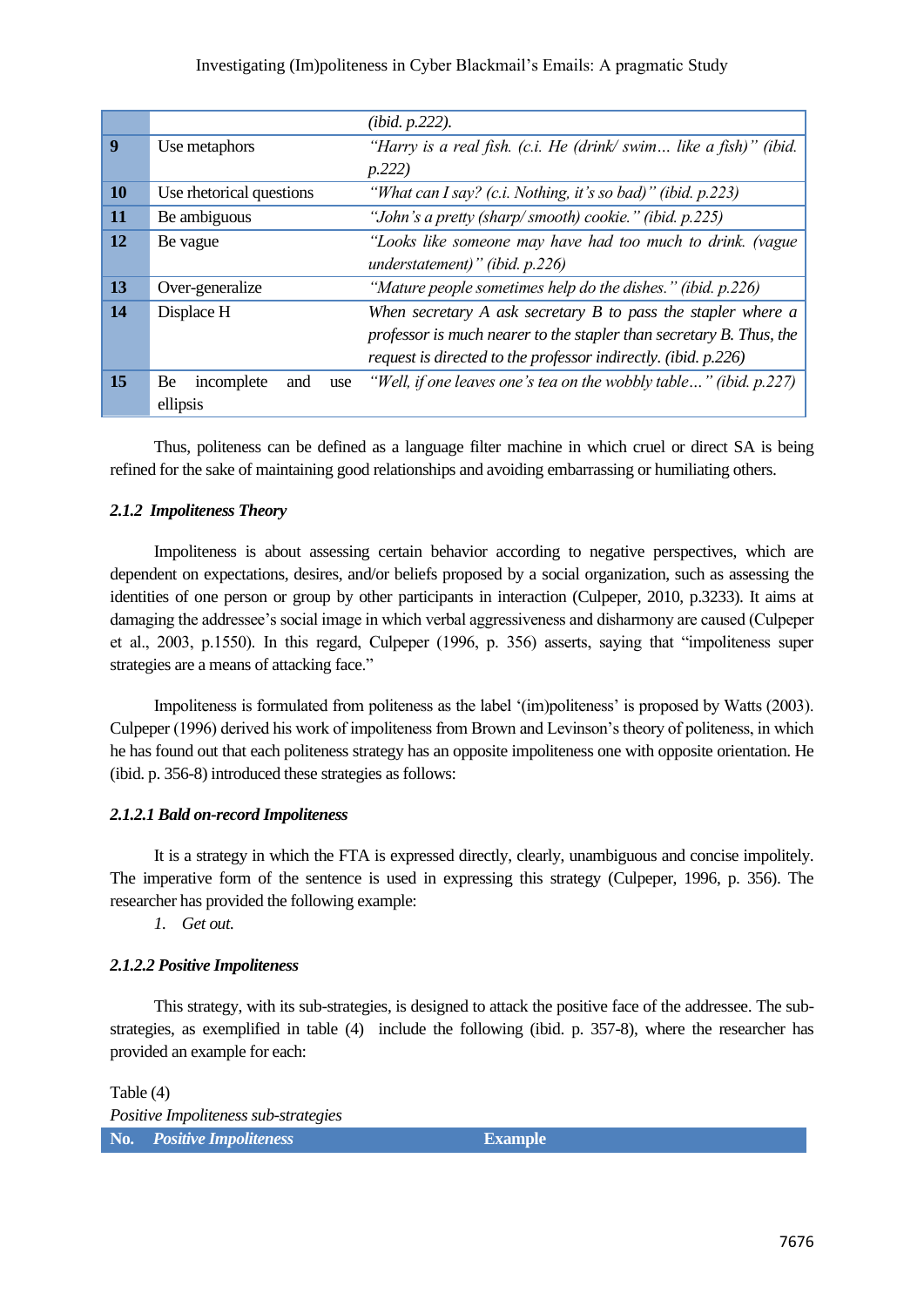|  |  | *(ibid. p.222).* |
|---|---|---|
| **9** | Use metaphors | *"Harry is a real fish. (c.i. He (drink/ swim… like a fish)" (ibid. p.222)* |
| **10** | Use rhetorical questions | *"What can I say? (c.i. Nothing, it's so bad)" (ibid. p.223)* |
| **11** | Be ambiguous | *"John's a pretty (sharp/ smooth) cookie." (ibid. p.225)* |
| **12** | Be vague | *"Looks like someone may have had too much to drink. (vague understatement)" (ibid. p.226)* |
| **13** | Over-generalize | *"Mature people sometimes help do the dishes." (ibid. p.226)* |
| **14** | Displace H | *When secretary A ask secretary B to pass the stapler where a professor is much nearer to the stapler than secretary B. Thus, the request is directed to the professor indirectly. (ibid. p.226)* |
| **15** | Be incomplete and use ellipsis | *"Well, if one leaves one's tea on the wobbly table…" (ibid. p.227)* |

Thus, politeness can be defined as a language filter machine in which cruel or direct SA is being refined for the sake of maintaining good relationships and avoiding embarrassing or humiliating others.

#### *2.1.2 Impoliteness Theory*

Impoliteness is about assessing certain behavior according to negative perspectives, which are dependent on expectations, desires, and/or beliefs proposed by a social organization, such as assessing the identities of one person or group by other participants in interaction (Culpeper, 2010, p.3233). It aims at damaging the addressee's social image in which verbal aggressiveness and disharmony are caused (Culpeper et al., 2003, p.1550). In this regard, Culpeper (1996, p. 356) asserts, saying that "impoliteness super strategies are a means of attacking face."

Impoliteness is formulated from politeness as the label '(im)politeness' is proposed by Watts (2003). Culpeper (1996) derived his work of impoliteness from Brown and Levinson's theory of politeness, in which he has found out that each politeness strategy has an opposite impoliteness one with opposite orientation. He (ibid. p. 356-8) introduced these strategies as follows:

##### *2.1.2.1 Bald on-record Impoliteness*

It is a strategy in which the FTA is expressed directly, clearly, unambiguous and concise impolitely. The imperative form of the sentence is used in expressing this strategy (Culpeper, 1996, p. 356). The researcher has provided the following example:

1. *Get out.*

##### *2.1.2.2 Positive Impoliteness*

This strategy, with its sub-strategies, is designed to attack the positive face of the addressee. The sub-strategies, as exemplified in table (4) include the following (ibid. p. 357-8), where the researcher has provided an example for each:

Table (4)
*Positive Impoliteness sub-strategies*

| No. | *Positive Impoliteness* | Example |
|---|---|---|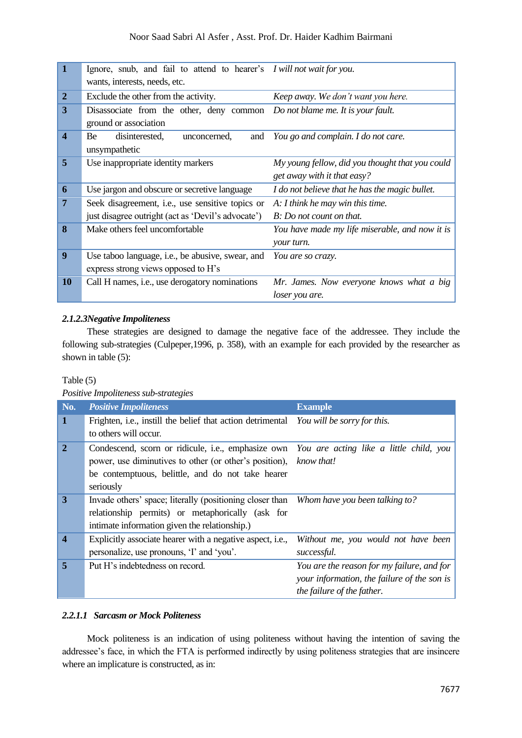| 1 | Ignore, snub, and fail to attend to hearer's wants, interests, needs, etc. | *I will not wait for you.* |
|---|---|---|
| 2 | Exclude the other from the activity. | *Keep away. We don't want you here.* |
| 3 | Disassociate from the other, deny common ground or association | *Do not blame me. It is your fault.* |
| 4 | Be disinterested, unconcerned, and unsympathetic | *You go and complain. I do not care.* |
| 5 | Use inappropriate identity markers | *My young fellow, did you thought that you could get away with it that easy?* |
| 6 | Use jargon and obscure or secretive language | *I do not believe that he has the magic bullet.* |
| 7 | Seek disagreement, i.e., use sensitive topics or just disagree outright (act as 'Devil's advocate') | *A: I think he may win this time.* *B: Do not count on that.* |
| 8 | Make others feel uncomfortable | *You have made my life miserable, and now it is your turn.* |
| 9 | Use taboo language, i.e., be abusive, swear, and express strong views opposed to H's | *You are so crazy.* |
| 10 | Call H names, i.e., use derogatory nominations | *Mr. James. Now everyone knows what a big loser you are.* |

#### *2.1.2.3Negative Impoliteness*

These strategies are designed to damage the negative face of the addressee. They include the following sub-strategies (Culpeper,1996, p. 358), with an example for each provided by the researcher as shown in table (5):

Table (5)

*Positive Impoliteness sub-strategies*

| No. | *Positive Impoliteness* | Example |
|---|---|---|
| 1 | Frighten, i.e., instill the belief that action detrimental to others will occur. | *You will be sorry for this.* |
| 2 | Condescend, scorn or ridicule, i.e., emphasize own power, use diminutives to other (or other's position), be contemptuous, belittle, and do not take hearer seriously | *You are acting like a little child, you know that!* |
| 3 | Invade others' space; literally (positioning closer than relationship permits) or metaphorically (ask for intimate information given the relationship.) | *Whom have you been talking to?* |
| 4 | Explicitly associate hearer with a negative aspect, i.e., personalize, use pronouns, 'I' and 'you'. | *Without me, you would not have been successful.* |
| 5 | Put H's indebtedness on record. | *You are the reason for my failure, and for your information, the failure of the son is the failure of the father.* |

#### *2.2.1.1 Sarcasm or Mock Politeness*

Mock politeness is an indication of using politeness without having the intention of saving the addressee's face, in which the FTA is performed indirectly by using politeness strategies that are insincere where an implicature is constructed, as in: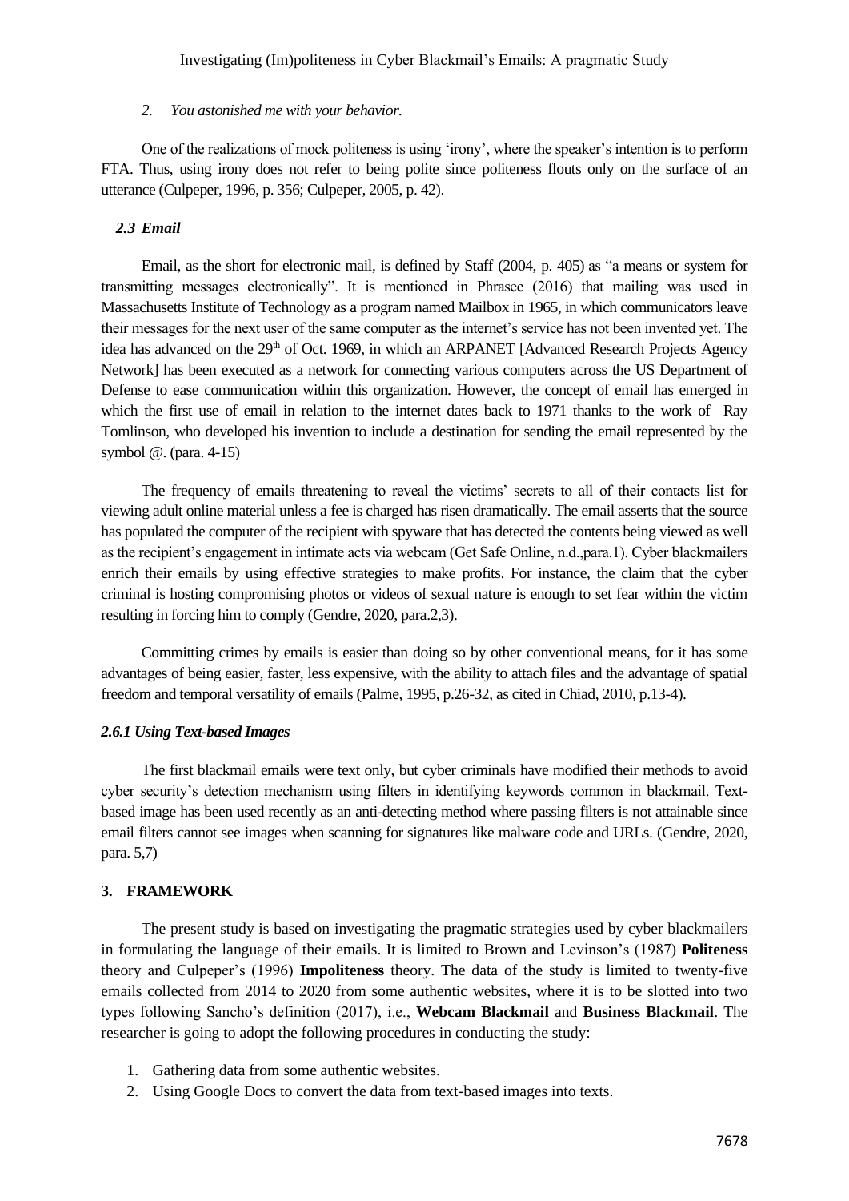2. *You astonished me with your behavior.*

One of the realizations of mock politeness is using 'irony', where the speaker's intention is to perform FTA. Thus, using irony does not refer to being polite since politeness flouts only on the surface of an utterance (Culpeper, 1996, p. 356; Culpeper, 2005, p. 42).

### *2.3 Email*

Email, as the short for electronic mail, is defined by Staff (2004, p. 405) as "a means or system for transmitting messages electronically". It is mentioned in Phrasee (2016) that mailing was used in Massachusetts Institute of Technology as a program named Mailbox in 1965, in which communicators leave their messages for the next user of the same computer as the internet's service has not been invented yet. The idea has advanced on the 29th of Oct. 1969, in which an ARPANET [Advanced Research Projects Agency Network] has been executed as a network for connecting various computers across the US Department of Defense to ease communication within this organization. However, the concept of email has emerged in which the first use of email in relation to the internet dates back to 1971 thanks to the work of Ray Tomlinson, who developed his invention to include a destination for sending the email represented by the symbol @. (para. 4-15)

The frequency of emails threatening to reveal the victims' secrets to all of their contacts list for viewing adult online material unless a fee is charged has risen dramatically. The email asserts that the source has populated the computer of the recipient with spyware that has detected the contents being viewed as well as the recipient's engagement in intimate acts via webcam (Get Safe Online, n.d.,para.1). Cyber blackmailers enrich their emails by using effective strategies to make profits. For instance, the claim that the cyber criminal is hosting compromising photos or videos of sexual nature is enough to set fear within the victim resulting in forcing him to comply (Gendre, 2020, para.2,3).

Committing crimes by emails is easier than doing so by other conventional means, for it has some advantages of being easier, faster, less expensive, with the ability to attach files and the advantage of spatial freedom and temporal versatility of emails (Palme, 1995, p.26-32, as cited in Chiad, 2010, p.13-4).

#### *2.6.1 Using Text-based Images*

The first blackmail emails were text only, but cyber criminals have modified their methods to avoid cyber security's detection mechanism using filters in identifying keywords common in blackmail. Text-based image has been used recently as an anti-detecting method where passing filters is not attainable since email filters cannot see images when scanning for signatures like malware code and URLs. (Gendre, 2020, para. 5,7)

## 3. FRAMEWORK

The present study is based on investigating the pragmatic strategies used by cyber blackmailers in formulating the language of their emails. It is limited to Brown and Levinson's (1987) **Politeness** theory and Culpeper's (1996) **Impoliteness** theory. The data of the study is limited to twenty-five emails collected from 2014 to 2020 from some authentic websites, where it is to be slotted into two types following Sancho's definition (2017), i.e., **Webcam Blackmail** and **Business Blackmail**. The researcher is going to adopt the following procedures in conducting the study:

1. Gathering data from some authentic websites.
2. Using Google Docs to convert the data from text-based images into texts.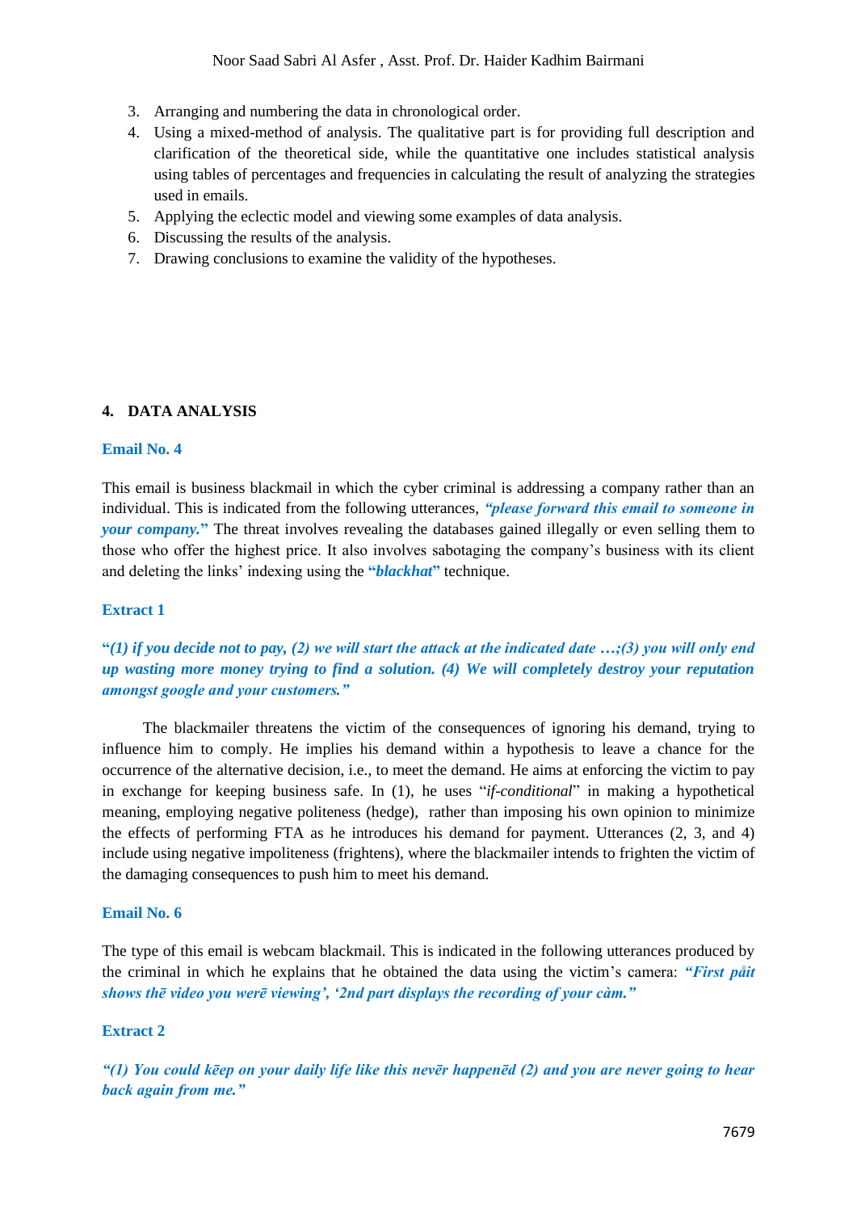3. Arranging and numbering the data in chronological order.
4. Using a mixed-method of analysis. The qualitative part is for providing full description and clarification of the theoretical side, while the quantitative one includes statistical analysis using tables of percentages and frequencies in calculating the result of analyzing the strategies used in emails.
5. Applying the eclectic model and viewing some examples of data analysis.
6. Discussing the results of the analysis.
7. Drawing conclusions to examine the validity of the hypotheses.

## 4. DATA ANALYSIS

### Email No. 4

This email is business blackmail in which the cyber criminal is addressing a company rather than an individual. This is indicated from the following utterances, ***"please forward this email to someone in your company."*** The threat involves revealing the databases gained illegally or even selling them to those who offer the highest price. It also involves sabotaging the company's business with its client and deleting the links' indexing using the **"*blackhat*"** technique.

### Extract 1

***"(1) if you decide not to pay, (2) we will start the attack at the indicated date …;(3) you will only end up wasting more money trying to find a solution. (4) We will completely destroy your reputation amongst google and your customers."***

The blackmailer threatens the victim of the consequences of ignoring his demand, trying to influence him to comply. He implies his demand within a hypothesis to leave a chance for the occurrence of the alternative decision, i.e., to meet the demand. He aims at enforcing the victim to pay in exchange for keeping business safe. In (1), he uses "*if-conditional*" in making a hypothetical meaning, employing negative politeness (hedge), rather than imposing his own opinion to minimize the effects of performing FTA as he introduces his demand for payment. Utterances (2, 3, and 4) include using negative impoliteness (frightens), where the blackmailer intends to frighten the victim of the damaging consequences to push him to meet his demand.

### Email No. 6

The type of this email is webcam blackmail. This is indicated in the following utterances produced by the criminal in which he explains that he obtained the data using the victim's camera: ***"First påit shows thē video you werē viewing', '2nd part displays the recording of your càm."***

### Extract 2

***"(1) You could kēep on your daily life like this nevēr happenēd (2) and you are never going to hear back again from me."***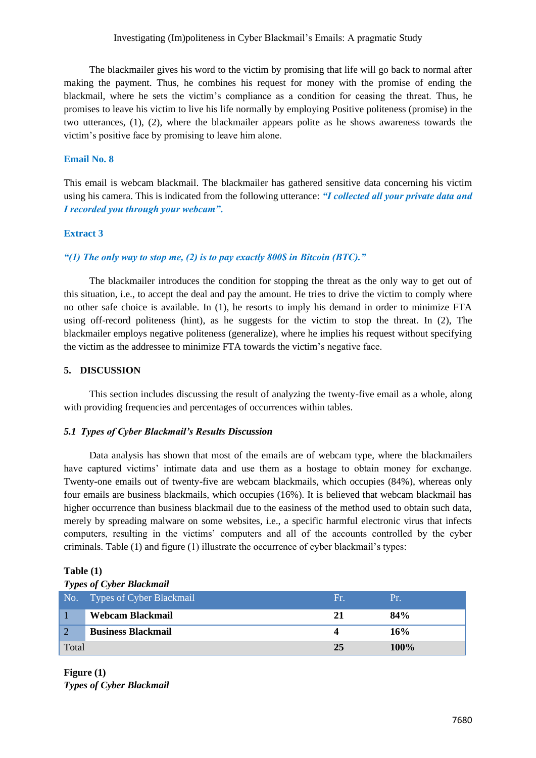The blackmailer gives his word to the victim by promising that life will go back to normal after making the payment. Thus, he combines his request for money with the promise of ending the blackmail, where he sets the victim's compliance as a condition for ceasing the threat. Thus, he promises to leave his victim to live his life normally by employing Positive politeness (promise) in the two utterances, (1), (2), where the blackmailer appears polite as he shows awareness towards the victim's positive face by promising to leave him alone.

**Email No. 8**

This email is webcam blackmail. The blackmailer has gathered sensitive data concerning his victim using his camera. This is indicated from the following utterance: ***"I collected all your private data and I recorded you through your webcam".***

**Extract 3**

***"(1) The only way to stop me, (2) is to pay exactly 800$ in Bitcoin (BTC)."***

The blackmailer introduces the condition for stopping the threat as the only way to get out of this situation, i.e., to accept the deal and pay the amount. He tries to drive the victim to comply where no other safe choice is available. In (1), he resorts to imply his demand in order to minimize FTA using off-record politeness (hint), as he suggests for the victim to stop the threat. In (2), The blackmailer employs negative politeness (generalize), where he implies his request without specifying the victim as the addressee to minimize FTA towards the victim's negative face.

## 5. DISCUSSION

This section includes discussing the result of analyzing the twenty-five email as a whole, along with providing frequencies and percentages of occurrences within tables.

### *5.1 Types of Cyber Blackmail's Results Discussion*

Data analysis has shown that most of the emails are of webcam type, where the blackmailers have captured victims' intimate data and use them as a hostage to obtain money for exchange. Twenty-one emails out of twenty-five are webcam blackmails, which occupies (84%), whereas only four emails are business blackmails, which occupies (16%). It is believed that webcam blackmail has higher occurrence than business blackmail due to the easiness of the method used to obtain such data, merely by spreading malware on some websites, i.e., a specific harmful electronic virus that infects computers, resulting in the victims' computers and all of the accounts controlled by the cyber criminals. Table (1) and figure (1) illustrate the occurrence of cyber blackmail's types:

**Table (1)**
***Types of Cyber Blackmail***

| No. | Types of Cyber Blackmail | Fr. | Pr. |
|---|---|---|---|
| 1 | **Webcam Blackmail** | **21** | **84%** |
| 2 | **Business Blackmail** | **4** | **16%** |
| Total | | **25** | **100%** |

**Figure (1)**
***Types of Cyber Blackmail***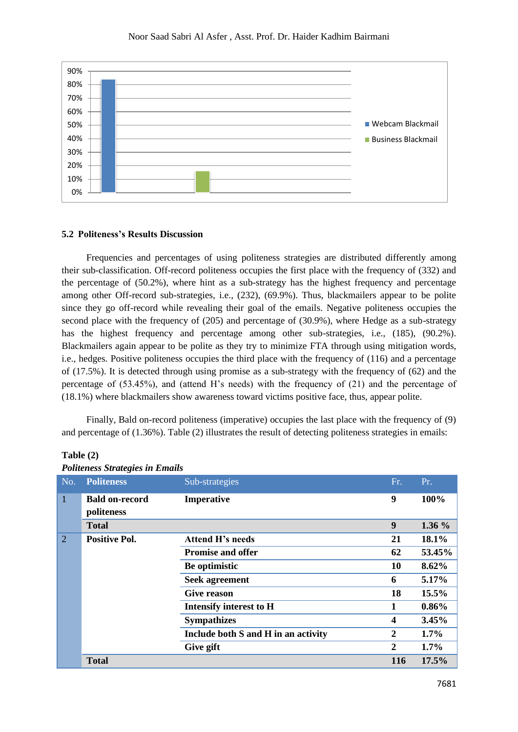## 5.2 Politeness's Results Discussion

Frequencies and percentages of using politeness strategies are distributed differently among their sub-classification. Off-record politeness occupies the first place with the frequency of (332) and the percentage of (50.2%), where hint as a sub-strategy has the highest frequency and percentage among other Off-record sub-strategies, i.e., (232), (69.9%). Thus, blackmailers appear to be polite since they go off-record while revealing their goal of the emails. Negative politeness occupies the second place with the frequency of (205) and percentage of (30.9%), where Hedge as a sub-strategy has the highest frequency and percentage among other sub-strategies, i.e., (185), (90.2%). Blackmailers again appear to be polite as they try to minimize FTA through using mitigation words, i.e., hedges. Positive politeness occupies the third place with the frequency of (116) and a percentage of (17.5%). It is detected through using promise as a sub-strategy with the frequency of (62) and the percentage of (53.45%), and (attend H's needs) with the frequency of (21) and the percentage of (18.1%) where blackmailers show awareness toward victims positive face, thus, appear polite.

Finally, Bald on-record politeness (imperative) occupies the last place with the frequency of (9) and percentage of (1.36%). Table (2) illustrates the result of detecting politeness strategies in emails:

**Table (2)**

***Politeness Strategies in Emails***

| No. | Politeness | Sub-strategies | Fr. | Pr. |
|---|---|---|---|---|
| 1 | **Bald on-record politeness** | **Imperative** | **9** | **100%** |
| | **Total** | | **9** | **1.36 %** |
| 2 | **Positive Pol.** | **Attend H's needs** | **21** | **18.1%** |
| | | **Promise and offer** | **62** | **53.45%** |
| | | **Be optimistic** | **10** | **8.62%** |
| | | **Seek agreement** | **6** | **5.17%** |
| | | **Give reason** | **18** | **15.5%** |
| | | **Intensify interest to H** | **1** | **0.86%** |
| | | **Sympathizes** | **4** | **3.45%** |
| | | **Include both S and H in an activity** | **2** | **1.7%** |
| | | **Give gift** | **2** | **1.7%** |
| | **Total** | | **116** | **17.5%** |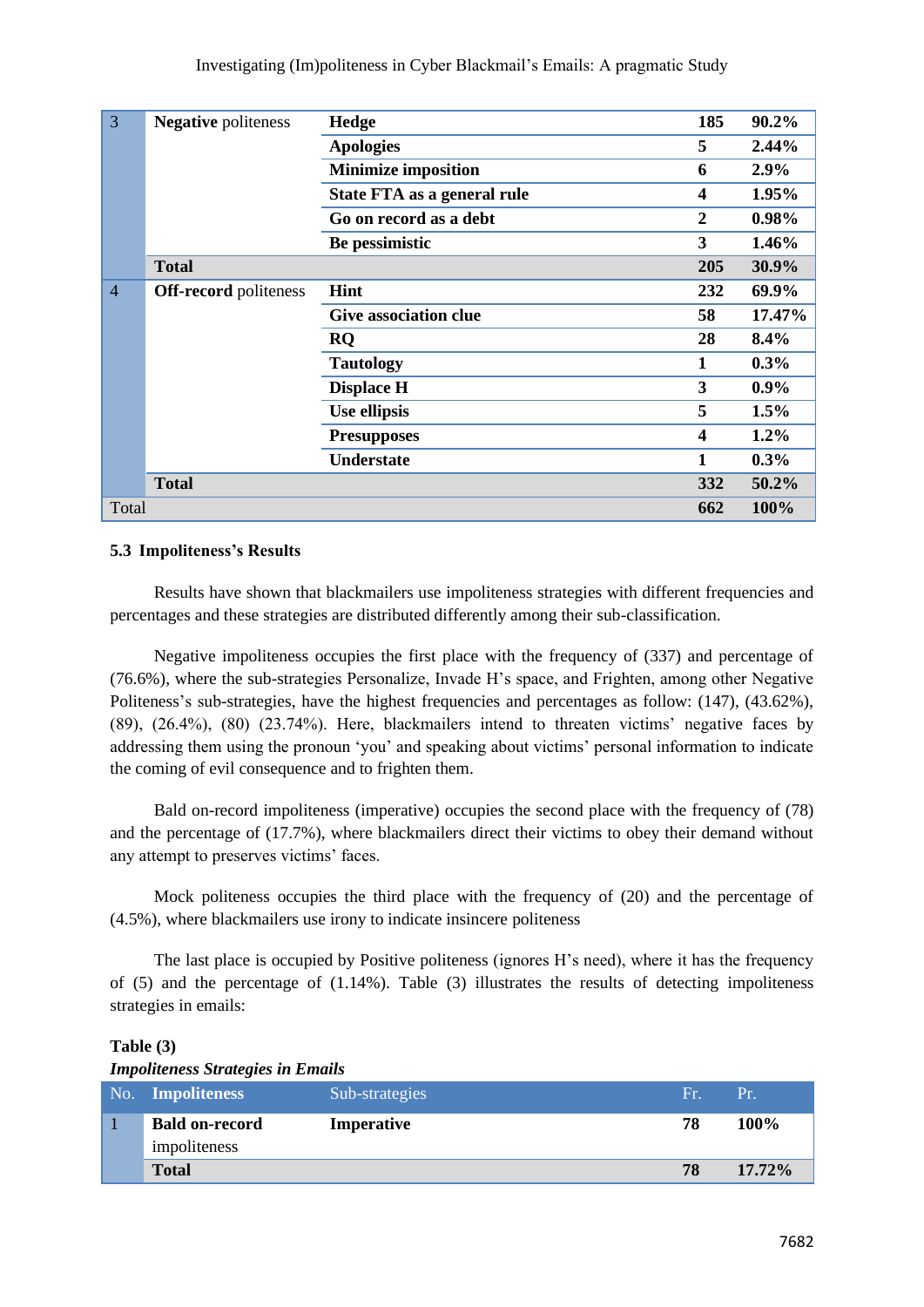| 3 | **Negative** politeness | **Hedge** | **185** | **90.2%** |
|---|---|---|---|---|
| | | **Apologies** | **5** | **2.44%** |
| | | **Minimize imposition** | **6** | **2.9%** |
| | | **State FTA as a general rule** | **4** | **1.95%** |
| | | **Go on record as a debt** | **2** | **0.98%** |
| | | **Be pessimistic** | **3** | **1.46%** |
| | **Total** | | **205** | **30.9%** |
| 4 | **Off-record** politeness | **Hint** | **232** | **69.9%** |
| | | **Give association clue** | **58** | **17.47%** |
| | | **RQ** | **28** | **8.4%** |
| | | **Tautology** | **1** | **0.3%** |
| | | **Displace H** | **3** | **0.9%** |
| | | **Use ellipsis** | **5** | **1.5%** |
| | | **Presupposes** | **4** | **1.2%** |
| | | **Understate** | **1** | **0.3%** |
| | **Total** | | **332** | **50.2%** |
| Total | | | **662** | **100%** |

### 5.3 Impoliteness's Results

Results have shown that blackmailers use impoliteness strategies with different frequencies and percentages and these strategies are distributed differently among their sub-classification.

Negative impoliteness occupies the first place with the frequency of (337) and percentage of (76.6%), where the sub-strategies Personalize, Invade H's space, and Frighten, among other Negative Politeness's sub-strategies, have the highest frequencies and percentages as follow: (147), (43.62%), (89), (26.4%), (80) (23.74%). Here, blackmailers intend to threaten victims' negative faces by addressing them using the pronoun 'you' and speaking about victims' personal information to indicate the coming of evil consequence and to frighten them.

Bald on-record impoliteness (imperative) occupies the second place with the frequency of (78) and the percentage of (17.7%), where blackmailers direct their victims to obey their demand without any attempt to preserves victims' faces.

Mock politeness occupies the third place with the frequency of (20) and the percentage of (4.5%), where blackmailers use irony to indicate insincere politeness

The last place is occupied by Positive politeness (ignores H's need), where it has the frequency of (5) and the percentage of (1.14%). Table (3) illustrates the results of detecting impoliteness strategies in emails:

**Table (3)**
***Impoliteness Strategies in Emails***

| No. | **Impoliteness** | Sub-strategies | Fr. | Pr. |
|---|---|---|---|---|
| 1 | **Bald on-record** impoliteness | **Imperative** | **78** | **100%** |
| | **Total** | | **78** | **17.72%** |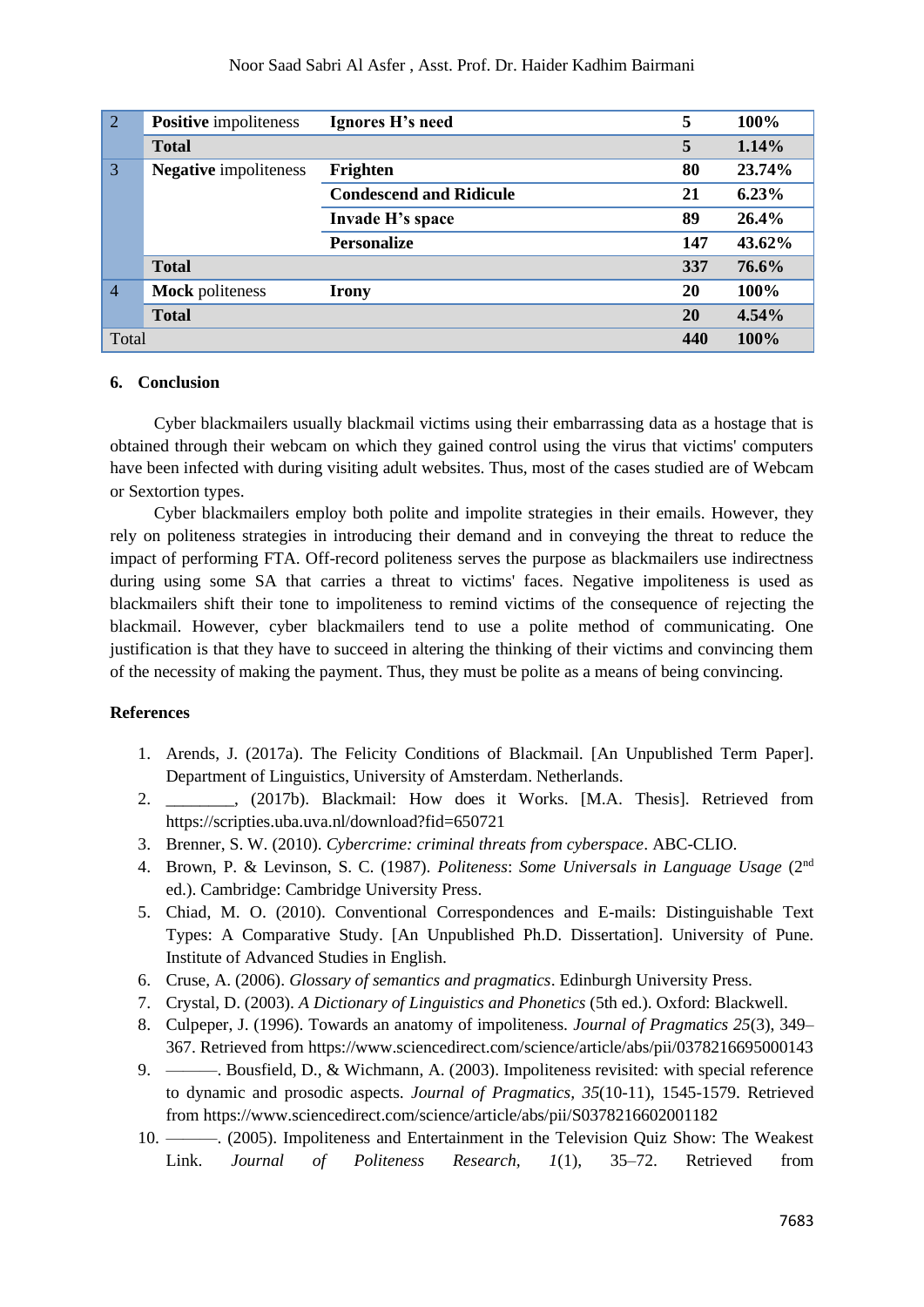| 2 | **Positive** impoliteness | **Ignores H's need** | **5** | **100%** |
|---|---|---|---|---|
| | **Total** | | **5** | **1.14%** |
| 3 | **Negative** impoliteness | **Frighten** | **80** | **23.74%** |
| | | **Condescend and Ridicule** | **21** | **6.23%** |
| | | **Invade H's space** | **89** | **26.4%** |
| | | **Personalize** | **147** | **43.62%** |
| | **Total** | | **337** | **76.6%** |
| 4 | **Mock** politeness | **Irony** | **20** | **100%** |
| | **Total** | | **20** | **4.54%** |
| Total | | | **440** | **100%** |

## 6. Conclusion

Cyber blackmailers usually blackmail victims using their embarrassing data as a hostage that is obtained through their webcam on which they gained control using the virus that victims' computers have been infected with during visiting adult websites. Thus, most of the cases studied are of Webcam or Sextortion types.

Cyber blackmailers employ both polite and impolite strategies in their emails. However, they rely on politeness strategies in introducing their demand and in conveying the threat to reduce the impact of performing FTA. Off-record politeness serves the purpose as blackmailers use indirectness during using some SA that carries a threat to victims' faces. Negative impoliteness is used as blackmailers shift their tone to impoliteness to remind victims of the consequence of rejecting the blackmail. However, cyber blackmailers tend to use a polite method of communicating. One justification is that they have to succeed in altering the thinking of their victims and convincing them of the necessity of making the payment. Thus, they must be polite as a means of being convincing.

## References

1. Arends, J. (2017a). The Felicity Conditions of Blackmail. [An Unpublished Term Paper]. Department of Linguistics, University of Amsterdam. Netherlands.
2. ________, (2017b). Blackmail: How does it Works. [M.A. Thesis]. Retrieved from https://scripties.uba.uva.nl/download?fid=650721
3. Brenner, S. W. (2010). *Cybercrime: criminal threats from cyberspace*. ABC-CLIO.
4. Brown, P. & Levinson, S. C. (1987). *Politeness*: *Some Universals in Language Usage* (2nd ed.). Cambridge: Cambridge University Press.
5. Chiad, M. O. (2010). Conventional Correspondences and E-mails: Distinguishable Text Types: A Comparative Study. [An Unpublished Ph.D. Dissertation]. University of Pune. Institute of Advanced Studies in English.
6. Cruse, A. (2006). *Glossary of semantics and pragmatics*. Edinburgh University Press.
7. Crystal, D. (2003). *A Dictionary of Linguistics and Phonetics* (5th ed.). Oxford: Blackwell.
8. Culpeper, J. (1996). Towards an anatomy of impoliteness. *Journal of Pragmatics 25*(3), 349–367. Retrieved from https://www.sciencedirect.com/science/article/abs/pii/0378216695000143
9. ———. Bousfield, D., & Wichmann, A. (2003). Impoliteness revisited: with special reference to dynamic and prosodic aspects. *Journal of Pragmatics, 35*(10-11), 1545-1579. Retrieved from https://www.sciencedirect.com/science/article/abs/pii/S0378216602001182
10. ———. (2005). Impoliteness and Entertainment in the Television Quiz Show: The Weakest Link. *Journal of Politeness Research, 1*(1), 35–72. Retrieved from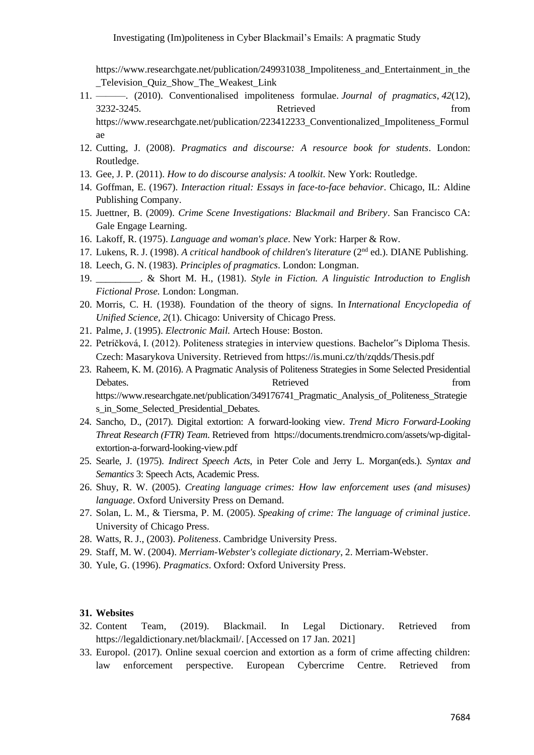https://www.researchgate.net/publication/249931038_Impoliteness_and_Entertainment_in_the_Television_Quiz_Show_The_Weakest_Link

11. ———. (2010). Conventionalised impoliteness formulae. *Journal of pragmatics*, *42*(12), 3232-3245. Retrieved from https://www.researchgate.net/publication/223412233_Conventionalized_Impoliteness_Formulae
12. Cutting, J. (2008). *Pragmatics and discourse: A resource book for students*. London: Routledge.
13. Gee, J. P. (2011). *How to do discourse analysis: A toolkit*. New York: Routledge.
14. Goffman, E. (1967). *Interaction ritual: Essays in face-to-face behavior*. Chicago, IL: Aldine Publishing Company.
15. Juettner, B. (2009). *Crime Scene Investigations: Blackmail and Bribery*. San Francisco CA: Gale Engage Learning.
16. Lakoff, R. (1975). *Language and woman's place*. New York: Harper & Row.
17. Lukens, R. J. (1998). *A critical handbook of children's literature* (2nd ed.). DIANE Publishing.
18. Leech, G. N. (1983). *Principles of pragmatics*. London: Longman.
19. _________. & Short M. H., (1981). *Style in Fiction. A linguistic Introduction to English Fictional Prose.* London: Longman.
20. Morris, C. H. (1938). Foundation of the theory of signs. In *International Encyclopedia of Unified Science, 2*(1). Chicago: University of Chicago Press.
21. Palme, J. (1995). *Electronic Mail.* Artech House: Boston.
22. Petríčková, I. (2012). Politeness strategies in interview questions. Bachelor‟s Diploma Thesis. Czech: Masarykova University. Retrieved from https://is.muni.cz/th/zqdds/Thesis.pdf
23. Raheem, K. M. (2016). A Pragmatic Analysis of Politeness Strategies in Some Selected Presidential Debates. Retrieved from https://www.researchgate.net/publication/349176741_Pragmatic_Analysis_of_Politeness_Strategies_in_Some_Selected_Presidential_Debates.
24. Sancho, D., (2017). Digital extortion: A forward-looking view. *Trend Micro Forward-Looking Threat Research (FTR) Team*. Retrieved from https://documents.trendmicro.com/assets/wp-digital-extortion-a-forward-looking-view.pdf
25. Searle, J. (1975). *Indirect Speech Acts*, in Peter Cole and Jerry L. Morgan(eds.). *Syntax and Semantics* 3: Speech Acts, Academic Press.
26. Shuy, R. W. (2005). *Creating language crimes: How law enforcement uses (and misuses) language*. Oxford University Press on Demand.
27. Solan, L. M., & Tiersma, P. M. (2005). *Speaking of crime: The language of criminal justice*. University of Chicago Press.
28. Watts, R. J., (2003). *Politeness*. Cambridge University Press.
29. Staff, M. W. (2004). *Merriam-Webster's collegiate dictionary*, 2. Merriam-Webster.
30. Yule, G. (1996). *Pragmatics*. Oxford: Oxford University Press.

31. **Websites**

32. Content Team, (2019). Blackmail. In Legal Dictionary. Retrieved from https://legaldictionary.net/blackmail/. [Accessed on 17 Jan. 2021]
33. Europol. (2017). Online sexual coercion and extortion as a form of crime affecting children: law enforcement perspective. European Cybercrime Centre. Retrieved from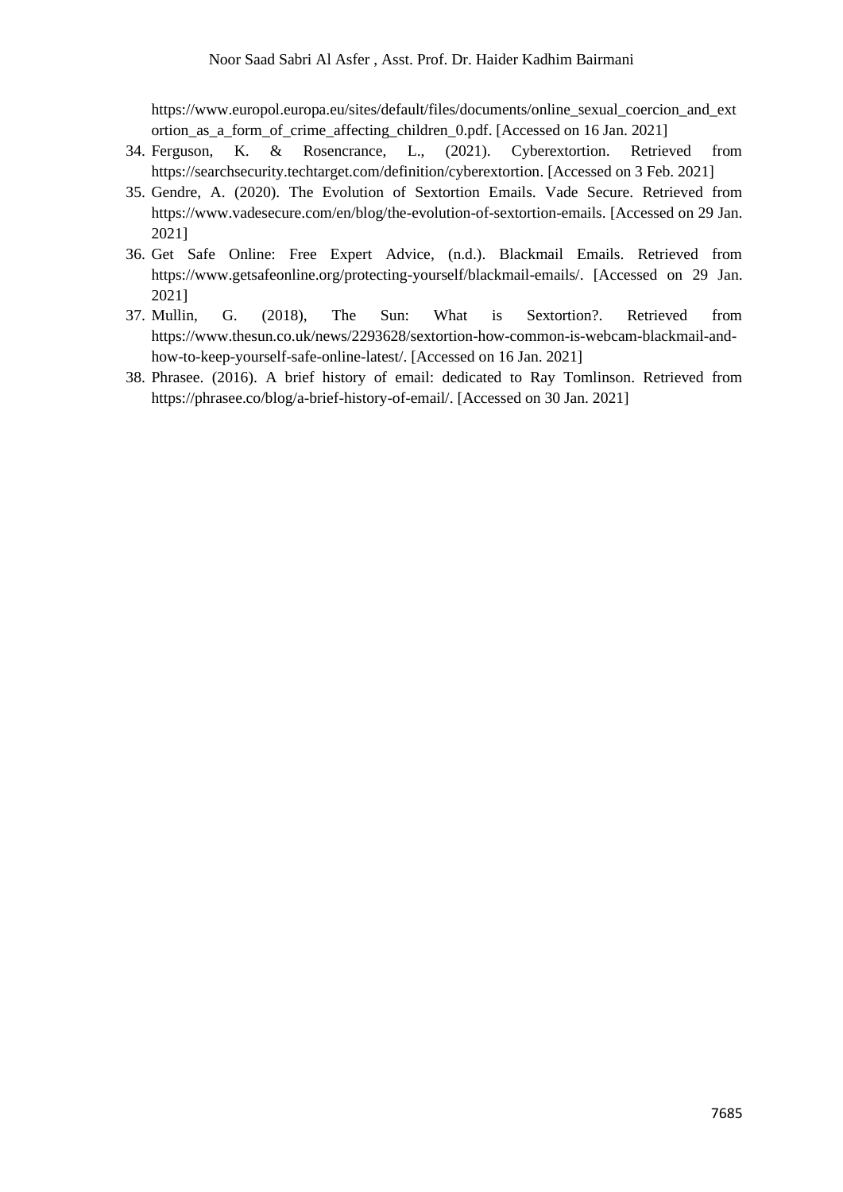https://www.europol.europa.eu/sites/default/files/documents/online_sexual_coercion_and_extortion_as_a_form_of_crime_affecting_children_0.pdf. [Accessed on 16 Jan. 2021]

34. Ferguson, K. & Rosencrance, L., (2021). Cyberextortion. Retrieved from https://searchsecurity.techtarget.com/definition/cyberextortion. [Accessed on 3 Feb. 2021]
35. Gendre, A. (2020). The Evolution of Sextortion Emails. Vade Secure. Retrieved from https://www.vadesecure.com/en/blog/the-evolution-of-sextortion-emails. [Accessed on 29 Jan. 2021]
36. Get Safe Online: Free Expert Advice, (n.d.). Blackmail Emails. Retrieved from https://www.getsafeonline.org/protecting-yourself/blackmail-emails/. [Accessed on 29 Jan. 2021]
37. Mullin, G. (2018), The Sun: What is Sextortion?. Retrieved from https://www.thesun.co.uk/news/2293628/sextortion-how-common-is-webcam-blackmail-and-how-to-keep-yourself-safe-online-latest/. [Accessed on 16 Jan. 2021]
38. Phrasee. (2016). A brief history of email: dedicated to Ray Tomlinson. Retrieved from https://phrasee.co/blog/a-brief-history-of-email/. [Accessed on 30 Jan. 2021]